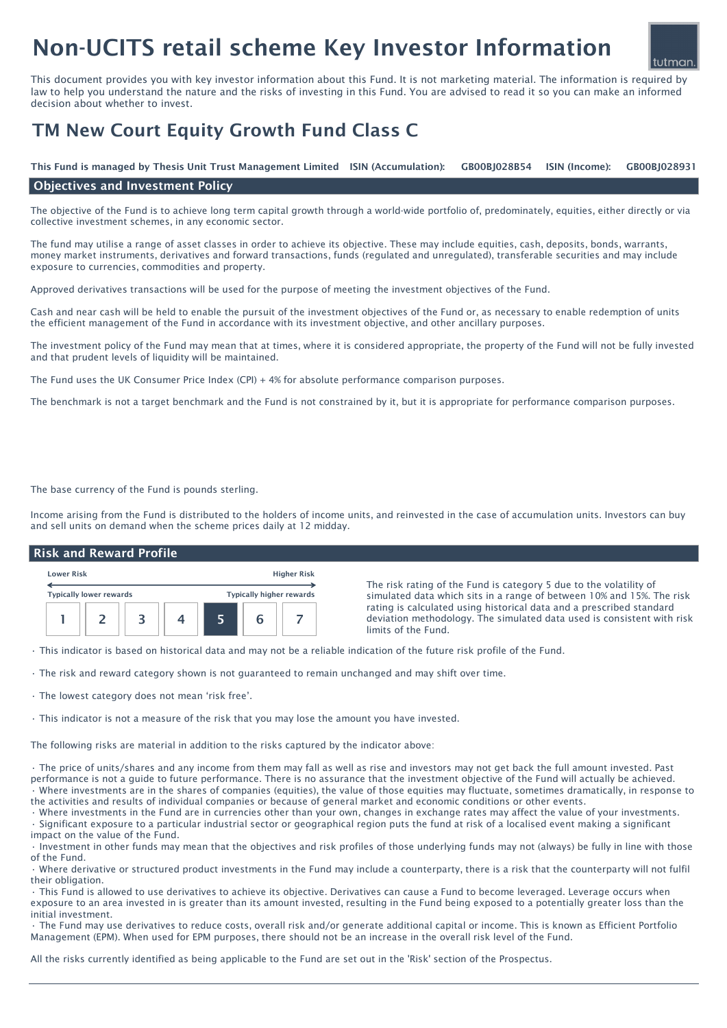# Non-UCITS retail scheme Key Investor Information

This document provides you with key investor information about this Fund. It is not marketing material. The information is required by law to help you understand the nature and the risks of investing in this Fund. You are advised to read it so you can make an informed decision about whether to invest.

## TM New Court Equity Growth Fund Class C

**This Fund is managed by Thesis Unit Trust Management Limited ISIN (Accumulation): GB00BJ028B54 ISIN (Income): GB00BJ028931**

### Objectives and Investment Policy

The objective of the Fund is to achieve long term capital growth through a world-wide portfolio of, predominately, equities, either directly or via collective investment schemes, in any economic sector.

The fund may utilise a range of asset classes in order to achieve its objective. These may include equities, cash, deposits, bonds, warrants, money market instruments, derivatives and forward transactions, funds (regulated and unregulated), transferable securities and may include exposure to currencies, commodities and property.

Approved derivatives transactions will be used for the purpose of meeting the investment objectives of the Fund.

Cash and near cash will be held to enable the pursuit of the investment objectives of the Fund or, as necessary to enable redemption of units the efficient management of the Fund in accordance with its investment objective, and other ancillary purposes.

The investment policy of the Fund may mean that at times, where it is considered appropriate, the property of the Fund will not be fully invested and that prudent levels of liquidity will be maintained.

The Fund uses the UK Consumer Price Index (CPI) + 4% for absolute performance comparison purposes.

The benchmark is not a target benchmark and the Fund is not constrained by it, but it is appropriate for performance comparison purposes.

The base currency of the Fund is pounds sterling.

Income arising from the Fund is distributed to the holders of income units, and reinvested in the case of accumulation units. Investors can buy and sell units on demand when the scheme prices daily at 12 midday.

### Risk and Reward Profile

Lower Risk ← → Higher Risk

Typically lower rewards — Typically higher rewards

| 1 | 2 | 3 | 4 | **5** | 6 | 7 |
|---|---|---|---|---|---|---|

The risk rating of the Fund is category 5 due to the volatility of simulated data which sits in a range of between 10% and 15%. The risk rating is calculated using historical data and a prescribed standard deviation methodology. The simulated data used is consistent with risk limits of the Fund.

- This indicator is based on historical data and may not be a reliable indication of the future risk profile of the Fund.
- The risk and reward category shown is not guaranteed to remain unchanged and may shift over time.
- The lowest category does not mean 'risk free'.
- This indicator is not a measure of the risk that you may lose the amount you have invested.

The following risks are material in addition to the risks captured by the indicator above:

- The price of units/shares and any income from them may fall as well as rise and investors may not get back the full amount invested. Past performance is not a guide to future performance. There is no assurance that the investment objective of the Fund will actually be achieved.
- Where investments are in the shares of companies (equities), the value of those equities may fluctuate, sometimes dramatically, in response to the activities and results of individual companies or because of general market and economic conditions or other events.
- Where investments in the Fund are in currencies other than your own, changes in exchange rates may affect the value of your investments.
- Significant exposure to a particular industrial sector or geographical region puts the fund at risk of a localised event making a significant impact on the value of the Fund.
- Investment in other funds may mean that the objectives and risk profiles of those underlying funds may not (always) be fully in line with those of the Fund.
- Where derivative or structured product investments in the Fund may include a counterparty, there is a risk that the counterparty will not fulfil their obligation.
- This Fund is allowed to use derivatives to achieve its objective. Derivatives can cause a Fund to become leveraged. Leverage occurs when exposure to an area invested in is greater than its amount invested, resulting in the Fund being exposed to a potentially greater loss than the initial investment.
- The Fund may use derivatives to reduce costs, overall risk and/or generate additional capital or income. This is known as Efficient Portfolio Management (EPM). When used for EPM purposes, there should not be an increase in the overall risk level of the Fund.

All the risks currently identified as being applicable to the Fund are set out in the 'Risk' section of the Prospectus.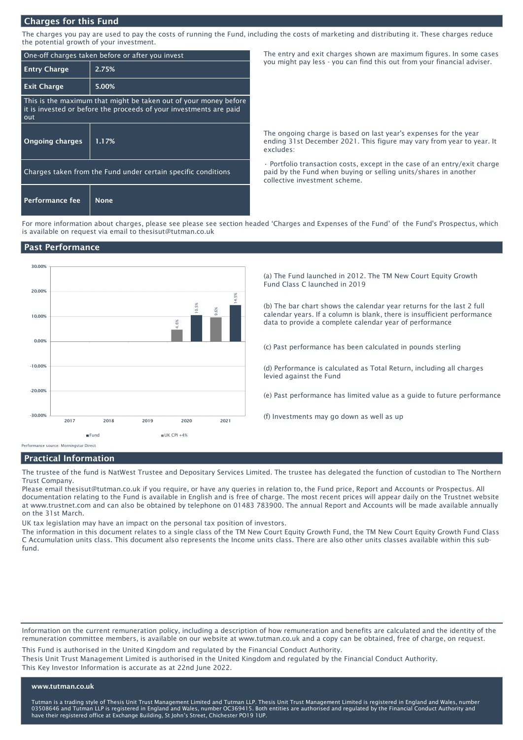## Charges for this Fund

The charges you pay are used to pay the costs of running the Fund, including the costs of marketing and distributing it. These charges reduce the potential growth of your investment.

| One-off charges taken before or after you invest | |
|---|---|
| **Entry Charge** | **2.75%** |
| **Exit Charge** | **5.00%** |
| This is the maximum that might be taken out of your money before it is invested or before the proceeds of your investments are paid out | |
| **Ongoing charges** | **1.17%** |
| Charges taken from the Fund under certain specific conditions | |
| **Performance fee** | **None** |

The entry and exit charges shown are maximum figures. In some cases you might pay less - you can find this out from your financial adviser.

The ongoing charge is based on last year's expenses for the year ending 31st December 2021. This figure may vary from year to year. It excludes:

· Portfolio transaction costs, except in the case of an entry/exit charge paid by the Fund when buying or selling units/shares in another collective investment scheme.

For more information about charges, please see please see section headed 'Charges and Expenses of the Fund' of the Fund's Prospectus, which is available on request via email to thesisut@tutman.co.uk

## Past Performance

30.00%
20.00%
10.00%
0.00%
-10.00%
-20.00%
-30.00%

2017
2018
2019
2020
2021

4.6%
10.5%
9.6%
14.5%

Fund
UK CPI +4%

Performance source: Morningstar Direct

(a) The Fund launched in 2012. The TM New Court Equity Growth Fund Class C launched in 2019

(b) The bar chart shows the calendar year returns for the last 2 full calendar years. If a column is blank, there is insufficient performance data to provide a complete calendar year of performance

(c) Past performance has been calculated in pounds sterling

(d) Performance is calculated as Total Return, including all charges levied against the Fund

(e) Past performance has limited value as a guide to future performance

(f) Investments may go down as well as up

## Practical Information

The trustee of the fund is NatWest Trustee and Depositary Services Limited. The trustee has delegated the function of custodian to The Northern Trust Company.

Please email thesisut@tutman.co.uk if you require, or have any queries in relation to, the Fund price, Report and Accounts or Prospectus. All documentation relating to the Fund is available in English and is free of charge. The most recent prices will appear daily on the Trustnet website at www.trustnet.com and can also be obtained by telephone on 01483 783900. The annual Report and Accounts will be made available annually on the 31st March.

UK tax legislation may have an impact on the personal tax position of investors.

The information in this document relates to a single class of the TM New Court Equity Growth Fund, the TM New Court Equity Growth Fund Class C Accumulation units class. This document also represents the Income units class. There are also other units classes available within this sub-fund.

Information on the current remuneration policy, including a description of how remuneration and benefits are calculated and the identity of the remuneration committee members, is available on our website at www.tutman.co.uk and a copy can be obtained, free of charge, on request.

This Fund is authorised in the United Kingdom and regulated by the Financial Conduct Authority.

Thesis Unit Trust Management Limited is authorised in the United Kingdom and regulated by the Financial Conduct Authority.

This Key Investor Information is accurate as at 22nd June 2022.

**www.tutman.co.uk**

Tutman is a trading style of Thesis Unit Trust Management Limited and Tutman LLP. Thesis Unit Trust Management Limited is registered in England and Wales, number 03508646 and Tutman LLP is registered in England and Wales, number OC369415. Both entities are authorised and regulated by the Financial Conduct Authority and have their registered office at Exchange Building, St John's Street, Chichester PO19 1UP.